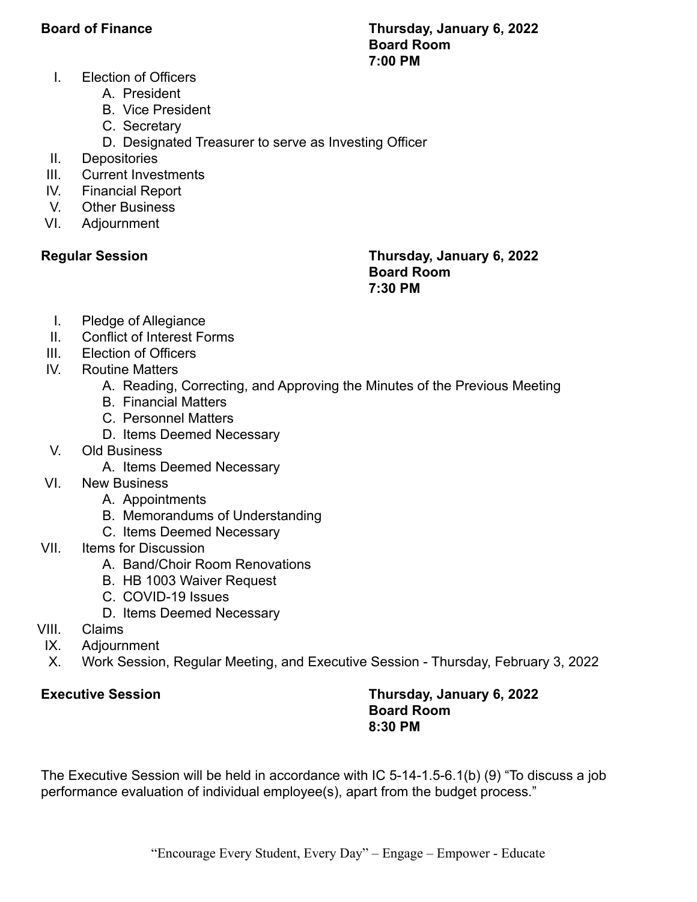**Board of Finance** | **Thursday, January 6, 2022** | **Board Room** | **7:00 PM**

I. Election of Officers
   - A. President
   - B. Vice President
   - C. Secretary
   - D. Designated Treasurer to serve as Investing Officer

II. Depositories

III. Current Investments

IV. Financial Report

V. Other Business

VI. Adjournment

**Regular Session** | **Thursday, January 6, 2022** | **Board Room** | **7:30 PM**

I. Pledge of Allegiance

II. Conflict of Interest Forms

III. Election of Officers

IV. Routine Matters
   - A. Reading, Correcting, and Approving the Minutes of the Previous Meeting
   - B. Financial Matters
   - C. Personnel Matters
   - D. Items Deemed Necessary

V. Old Business
   - A. Items Deemed Necessary

VI. New Business
   - A. Appointments
   - B. Memorandums of Understanding
   - C. Items Deemed Necessary

VII. Items for Discussion
   - A. Band/Choir Room Renovations
   - B. HB 1003 Waiver Request
   - C. COVID-19 Issues
   - D. Items Deemed Necessary

VIII. Claims

IX. Adjournment

X. Work Session, Regular Meeting, and Executive Session - Thursday, February 3, 2022

**Executive Session** | **Thursday, January 6, 2022** | **Board Room** | **8:30 PM**

The Executive Session will be held in accordance with IC 5-14-1.5-6.1(b) (9) "To discuss a job performance evaluation of individual employee(s), apart from the budget process."

"Encourage Every Student, Every Day" – Engage – Empower - Educate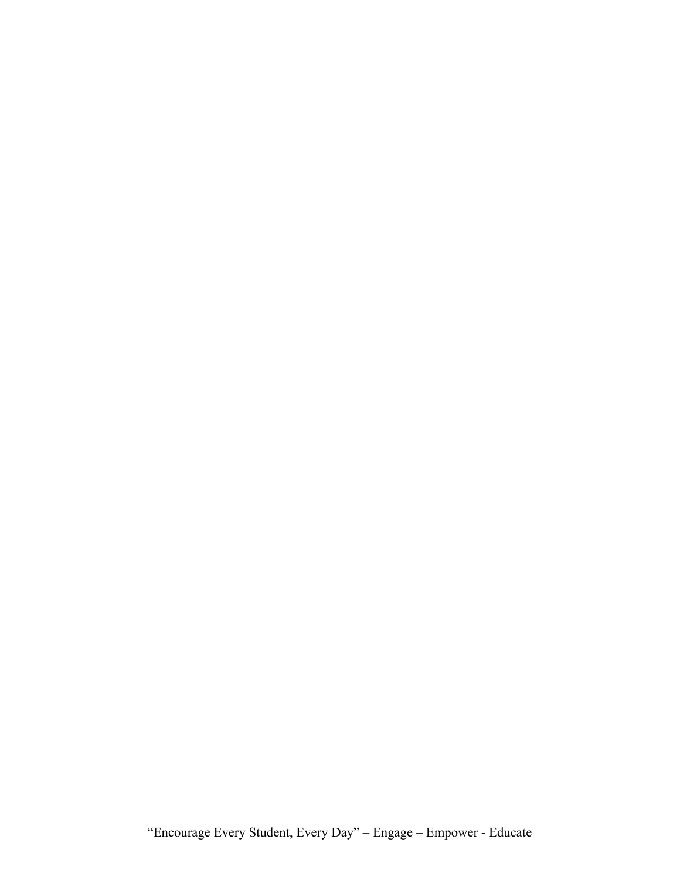“Encourage Every Student, Every Day” – Engage – Empower - Educate